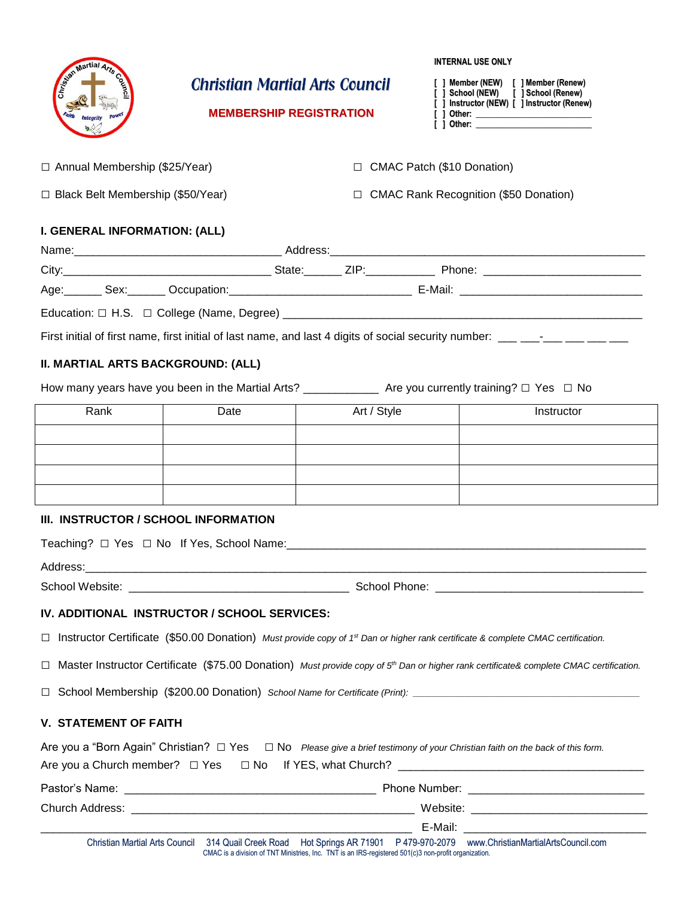# Christian Martial Arts Council

## MEMBERSHIP REGISTRATION

**INTERNAL USE ONLY**

[ ] Member (NEW) [ ] Member (Renew)
[ ] School (NEW) [ ] School (Renew)
[ ] Instructor (NEW) [ ] Instructor (Renew)
[ ] Other: ______________________
[ ] Other: ______________________

☐ Annual Membership ($25/Year) ☐ CMAC Patch ($10 Donation)

☐ Black Belt Membership ($50/Year) ☐ CMAC Rank Recognition ($50 Donation)

### I. GENERAL INFORMATION: (ALL)

Name:_________________________________ Address:_________________________________________________

City:_________________________________ State:______ ZIP:___________ Phone: ________________________

Age:______ Sex:______ Occupation:_____________________________ E-Mail: _____________________________

Education: ☐ H.S. ☐ College (Name, Degree) ___________________________________________________________

First initial of first name, first initial of last name, and last 4 digits of social security number: ___ ___-___ ___ ___ ___

### II. MARTIAL ARTS BACKGROUND: (ALL)

How many years have you been in the Martial Arts? ___________ Are you currently training? ☐ Yes ☐ No

| Rank | Date | Art / Style | Instructor |
|---|---|---|---|
| | | | |
| | | | |
| | | | |
| | | | |

### III. INSTRUCTOR / SCHOOL INFORMATION

Teaching? ☐ Yes ☐ No If Yes, School Name:_______________________________________________________

Address:_____________________________________________________________________________________

School Website: __________________________________ School Phone: ________________________________

### IV. ADDITIONAL INSTRUCTOR / SCHOOL SERVICES:

☐ Instructor Certificate ($50.00 Donation) *Must provide copy of 1st Dan or higher rank certificate & complete CMAC certification.*

☐ Master Instructor Certificate ($75.00 Donation) *Must provide copy of 5th Dan or higher rank certificate& complete CMAC certification.*

☐ School Membership ($200.00 Donation) *School Name for Certificate (Print):* ________________________________________

### V. STATEMENT OF FAITH

Are you a "Born Again" Christian? ☐ Yes ☐ No *Please give a brief testimony of your Christian faith on the back of this form.*

Are you a Church member? ☐ Yes ☐ No If YES, what Church? ____________________________________

Pastor's Name: ______________________________________ Phone Number: ___________________________

Church Address: ___________________________________________ Website: ___________________________

___________________________________________________________ E-Mail: ___________________________

Christian Martial Arts Council 314 Quail Creek Road Hot Springs AR 71901 P 479-970-2079 www.ChristianMartialArtsCouncil.com
CMAC is a division of TNT Ministries, Inc. TNT is an IRS-registered 501(c)3 non-profit organization.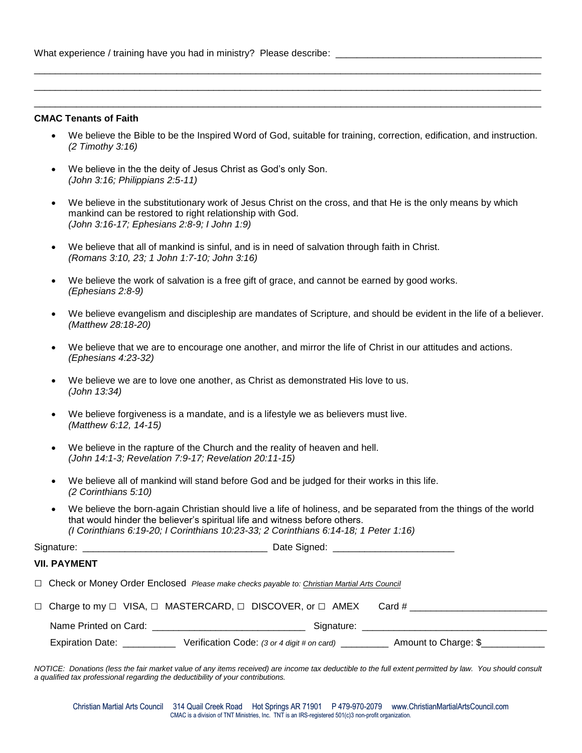What experience / training have you had in ministry? Please describe: ______________________________________

_______________________________________________________________________________________________

_______________________________________________________________________________________________

_______________________________________________________________________________________________

**CMAC Tenants of Faith**

- We believe the Bible to be the Inspired Word of God, suitable for training, correction, edification, and instruction. *(2 Timothy 3:16)*
- We believe in the the deity of Jesus Christ as God's only Son. *(John 3:16; Philippians 2:5-11)*
- We believe in the substitutionary work of Jesus Christ on the cross, and that He is the only means by which mankind can be restored to right relationship with God. *(John 3:16-17; Ephesians 2:8-9; I John 1:9)*
- We believe that all of mankind is sinful, and is in need of salvation through faith in Christ. *(Romans 3:10, 23; 1 John 1:7-10; John 3:16)*
- We believe the work of salvation is a free gift of grace, and cannot be earned by good works. *(Ephesians 2:8-9)*
- We believe evangelism and discipleship are mandates of Scripture, and should be evident in the life of a believer. *(Matthew 28:18-20)*
- We believe that we are to encourage one another, and mirror the life of Christ in our attitudes and actions. *(Ephesians 4:23-32)*
- We believe we are to love one another, as Christ as demonstrated His love to us. *(John 13:34)*
- We believe forgiveness is a mandate, and is a lifestyle we as believers must live. *(Matthew 6:12, 14-15)*
- We believe in the rapture of the Church and the reality of heaven and hell. *(John 14:1-3; Revelation 7:9-17; Revelation 20:11-15)*
- We believe all of mankind will stand before God and be judged for their works in this life. *(2 Corinthians 5:10)*
- We believe the born-again Christian should live a life of holiness, and be separated from the things of the world that would hinder the believer's spiritual life and witness before others. *(I Corinthians 6:19-20; I Corinthians 10:23-33; 2 Corinthians 6:14-18; 1 Peter 1:16)*

Signature: __________________________________ Date Signed: ______________________

**VII. PAYMENT**

☐ Check or Money Order Enclosed *Please make checks payable to: Christian Martial Arts Council*

☐ Charge to my ☐ VISA, ☐ MASTERCARD, ☐ DISCOVER, or ☐ AMEX Card # _________________________

Name Printed on Card: ____________________________ Signature: __________________________________

Expiration Date: __________ Verification Code: *(3 or 4 digit # on card)* _________ Amount to Charge: $____________

*NOTICE: Donations (less the fair market value of any items received) are income tax deductible to the full extent permitted by law. You should consult a qualified tax professional regarding the deductibility of your contributions.*

Christian Martial Arts Council 314 Quail Creek Road Hot Springs AR 71901 P 479-970-2079 www.ChristianMartialArtsCouncil.com
CMAC is a division of TNT Ministries, Inc. TNT is an IRS-registered 501(c)3 non-profit organization.